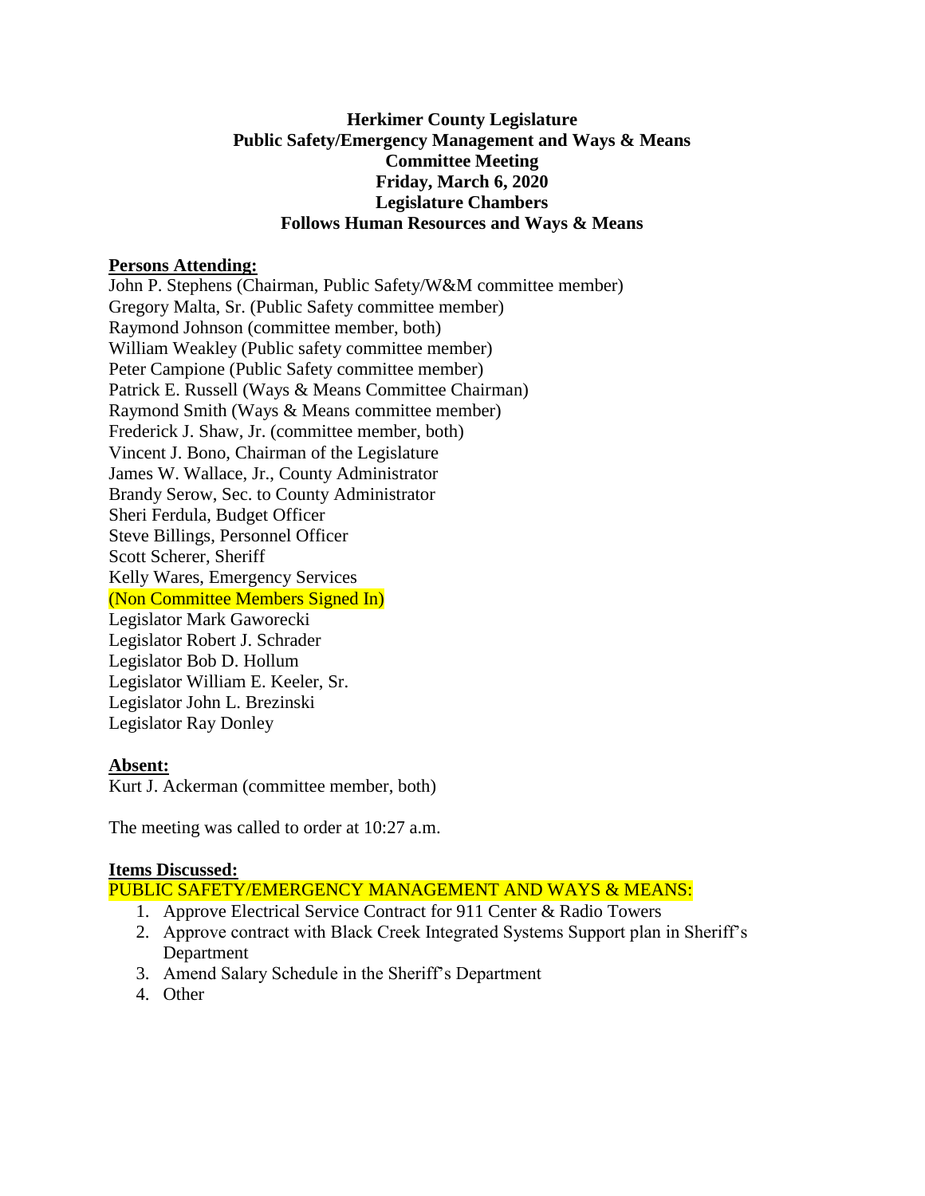**Herkimer County Legislature**
**Public Safety/Emergency Management and Ways & Means**
**Committee Meeting**
**Friday, March 6, 2020**
**Legislature Chambers**
**Follows Human Resources and Ways & Means**

**Persons Attending:**

John P. Stephens (Chairman, Public Safety/W&M committee member)
Gregory Malta, Sr. (Public Safety committee member)
Raymond Johnson (committee member, both)
William Weakley (Public safety committee member)
Peter Campione (Public Safety committee member)
Patrick E. Russell (Ways & Means Committee Chairman)
Raymond Smith (Ways & Means committee member)
Frederick J. Shaw, Jr. (committee member, both)
Vincent J. Bono, Chairman of the Legislature
James W. Wallace, Jr., County Administrator
Brandy Serow, Sec. to County Administrator
Sheri Ferdula, Budget Officer
Steve Billings, Personnel Officer
Scott Scherer, Sheriff
Kelly Wares, Emergency Services
(Non Committee Members Signed In)
Legislator Mark Gaworecki
Legislator Robert J. Schrader
Legislator Bob D. Hollum
Legislator William E. Keeler, Sr.
Legislator John L. Brezinski
Legislator Ray Donley

**Absent:**

Kurt J. Ackerman (committee member, both)

The meeting was called to order at 10:27 a.m.

**Items Discussed:**

PUBLIC SAFETY/EMERGENCY MANAGEMENT AND WAYS & MEANS:

1. Approve Electrical Service Contract for 911 Center & Radio Towers
2. Approve contract with Black Creek Integrated Systems Support plan in Sheriff's Department
3. Amend Salary Schedule in the Sheriff's Department
4. Other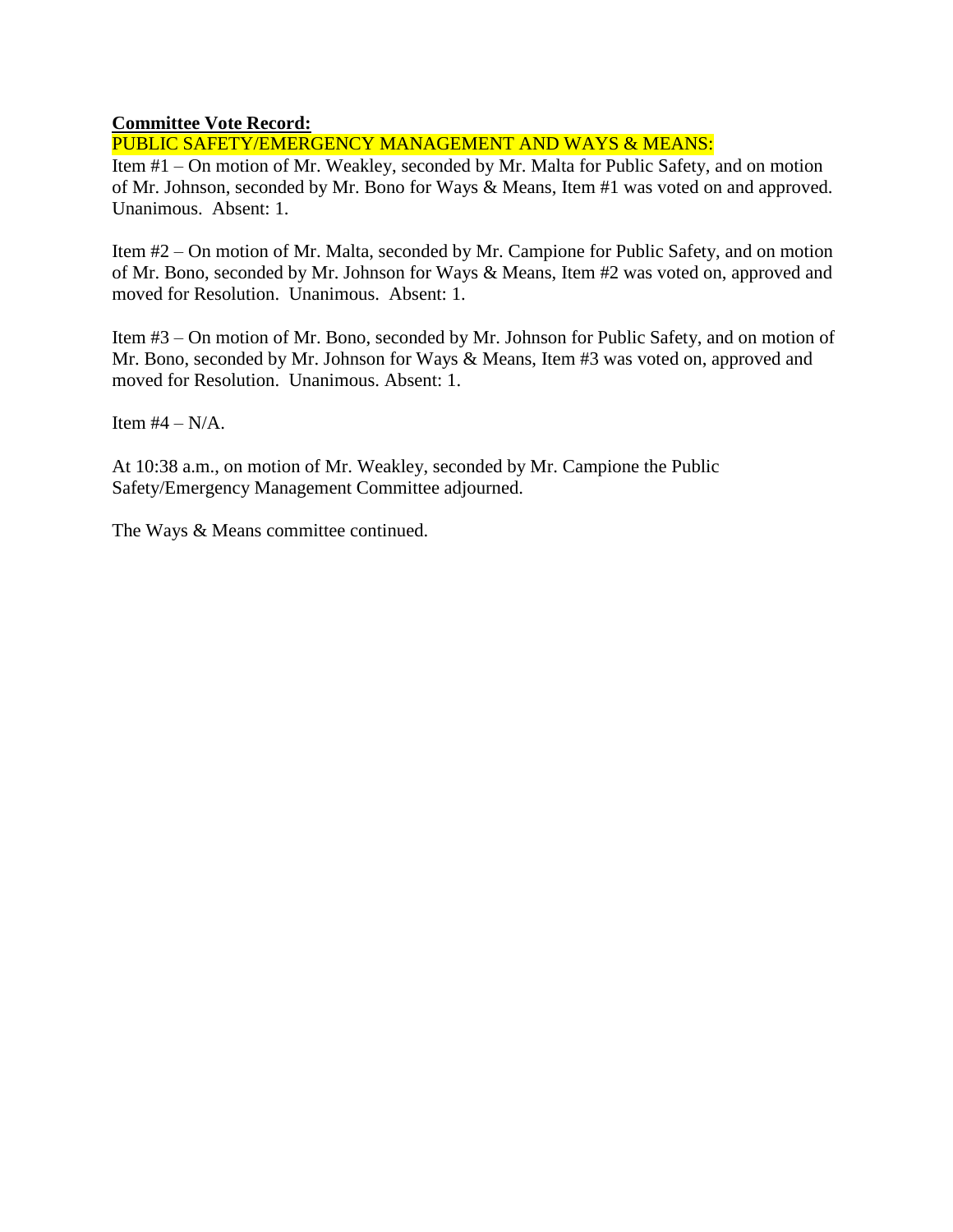**<u>Committee Vote Record:</u>**

PUBLIC SAFETY/EMERGENCY MANAGEMENT AND WAYS & MEANS:

Item #1 – On motion of Mr. Weakley, seconded by Mr. Malta for Public Safety, and on motion of Mr. Johnson, seconded by Mr. Bono for Ways & Means, Item #1 was voted on and approved. Unanimous. Absent: 1.

Item #2 – On motion of Mr. Malta, seconded by Mr. Campione for Public Safety, and on motion of Mr. Bono, seconded by Mr. Johnson for Ways & Means, Item #2 was voted on, approved and moved for Resolution. Unanimous. Absent: 1.

Item #3 – On motion of Mr. Bono, seconded by Mr. Johnson for Public Safety, and on motion of Mr. Bono, seconded by Mr. Johnson for Ways & Means, Item #3 was voted on, approved and moved for Resolution. Unanimous. Absent: 1.

Item #4 – N/A.

At 10:38 a.m., on motion of Mr. Weakley, seconded by Mr. Campione the Public Safety/Emergency Management Committee adjourned.

The Ways & Means committee continued.